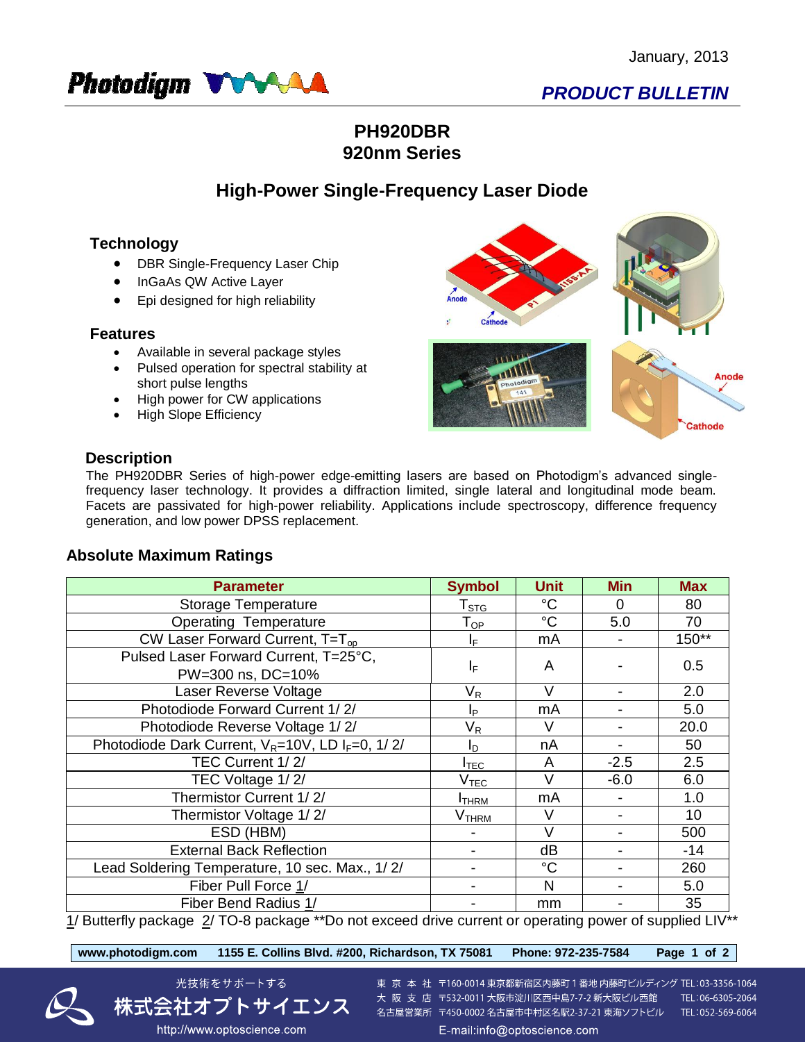January, 2013

Photodigm

*PRODUCT BULLETIN*

# PH920DBR
# 920nm Series

## High-Power Single-Frequency Laser Diode

### Technology

- DBR Single-Frequency Laser Chip
- InGaAs QW Active Layer
- Epi designed for high reliability

### Features

- Available in several package styles
- Pulsed operation for spectral stability at short pulse lengths
- High power for CW applications
- High Slope Efficiency

### Description

The PH920DBR Series of high-power edge-emitting lasers are based on Photodigm's advanced single-frequency laser technology. It provides a diffraction limited, single lateral and longitudinal mode beam. Facets are passivated for high-power reliability. Applications include spectroscopy, difference frequency generation, and low power DPSS replacement.

### Absolute Maximum Ratings

| Parameter | Symbol | Unit | Min | Max |
|---|---|---|---|---|
| Storage Temperature | $T_{STG}$ | °C | 0 | 80 |
| Operating Temperature | $T_{OP}$ | °C | 5.0 | 70 |
| CW Laser Forward Current, $T=T_{op}$ | $I_F$ | mA | - | 150** |
| Pulsed Laser Forward Current, T=25°C, PW=300 ns, DC=10% | $I_F$ | A | - | 0.5 |
| Laser Reverse Voltage | $V_R$ | V | - | 2.0 |
| Photodiode Forward Current 1/ 2/ | $I_P$ | mA | - | 5.0 |
| Photodiode Reverse Voltage 1/ 2/ | $V_R$ | V | - | 20.0 |
| Photodiode Dark Current, $V_R$=10V, LD $I_F$=0, 1/ 2/ | $I_D$ | nA | - | 50 |
| TEC Current 1/ 2/ | $I_{TEC}$ | A | -2.5 | 2.5 |
| TEC Voltage 1/ 2/ | $V_{TEC}$ | V | -6.0 | 6.0 |
| Thermistor Current 1/ 2/ | $I_{THRM}$ | mA | - | 1.0 |
| Thermistor Voltage 1/ 2/ | $V_{THRM}$ | V | - | 10 |
| ESD (HBM) | - | V | - | 500 |
| External Back Reflection | - | dB | - | -14 |
| Lead Soldering Temperature, 10 sec. Max., 1/ 2/ | - | °C | - | 260 |
| Fiber Pull Force 1/ | - | N | - | 5.0 |
| Fiber Bend Radius 1/ | - | mm | - | 35 |

1/ Butterfly package 2/ TO-8 package **Do not exceed drive current or operating power of supplied LIV**

www.photodigm.com 1155 E. Collins Blvd. #200, Richardson, TX 75081 Phone: 972-235-7584

光技術をサポートする 株式会社オプトサイエンス http://www.optoscience.com

東 京 本 社 〒160-0014 東京都新宿区内藤町１番地 内藤町ビルディング TEL:03-3356-1064
大 阪 支 店 〒532-0011 大阪市淀川区西中島7-7-2 新大阪ビル西館 TEL:06-6305-2064
名古屋営業所 〒450-0002 名古屋市中村区名駅2-37-21 東海ソフトビル TEL:052-569-6064
E-mail:info@optoscience.com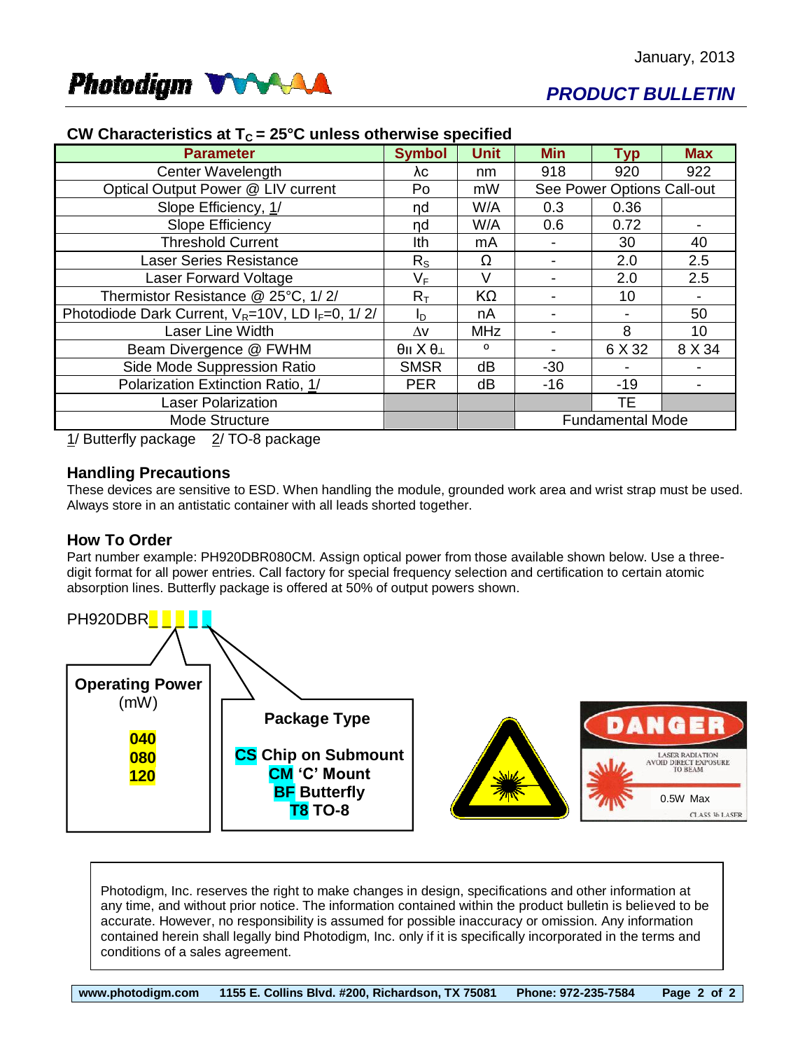January, 2013

**Photodigm**

***PRODUCT BULLETIN***

### CW Characteristics at $T_C$ = 25°C unless specified otherwise

| Parameter | Symbol | Unit | Min | Typ | Max |
|---|---|---|---|---|---|
| Center Wavelength | λc | nm | 918 | 920 | 922 |
| Optical Output Power @ LIV current | Po | mW | See Power Options Call-out | | |
| Slope Efficiency, 1/ | ηd | W/A | 0.3 | 0.36 | |
| Slope Efficiency | ηd | W/A | 0.6 | 0.72 | - |
| Threshold Current | Ith | mA | - | 30 | 40 |
| Laser Series Resistance | $R_S$ | Ω | - | 2.0 | 2.5 |
| Laser Forward Voltage | $V_F$ | V | - | 2.0 | 2.5 |
| Thermistor Resistance @ 25°C, 1/ 2/ | $R_T$ | KΩ | - | 10 | - |
| Photodiode Dark Current, $V_R$=10V, LD $I_F$=0, 1/ 2/ | $I_D$ | nA | - | - | 50 |
| Laser Line Width | Δv | MHz | - | 8 | 10 |
| Beam Divergence @ FWHM | θ‖ X θ⊥ | ° | - | 6 X 32 | 8 X 34 |
| Side Mode Suppression Ratio | SMSR | dB | -30 | - | - |
| Polarization Extinction Ratio, 1/ | PER | dB | -16 | -19 | - |
| Laser Polarization | | | | TE | |
| Mode Structure | | | Fundamental Mode | | |

1/ Butterfly package 2/ TO-8 package

### Handling Precautions

These devices are sensitive to ESD. When handling the module, grounded work area and wrist strap must be used. Always store in an antistatic container with all leads shorted together.

### How To Order

Part number example: PH920DBR080CM. Assign optical power from those available shown below. Use a three-digit format for all power entries. Call factory for special frequency selection and certification to certain atomic absorption lines. Butterfly package is offered at 50% of output powers shown.

PH920DBR_ _ _ _ _

**Operating Power** (mW)

- **040**
- **080**
- **120**

**Package Type**

- **CS** Chip on Submount
- **CM** 'C' Mount
- **BF** Butterfly
- **T8** TO-8

DANGER

LASER RADIATION
AVOID DIRECT EXPOSURE
TO BEAM

0.5W Max

CLASS 3b LASER

Photodigm, Inc. reserves the right to make changes in design, specifications and other information at any time, and without prior notice. The information contained within the product bulletin is believed to be accurate. However, no responsibility is assumed for possible inaccuracy or omission. Any information contained herein shall legally bind Photodigm, Inc. only if it is specifically incorporated in the terms and conditions of a sales agreement.

www.photodigm.com 1155 E. Collins Blvd. #200, Richardson, TX 75081 Phone: 972-235-7584